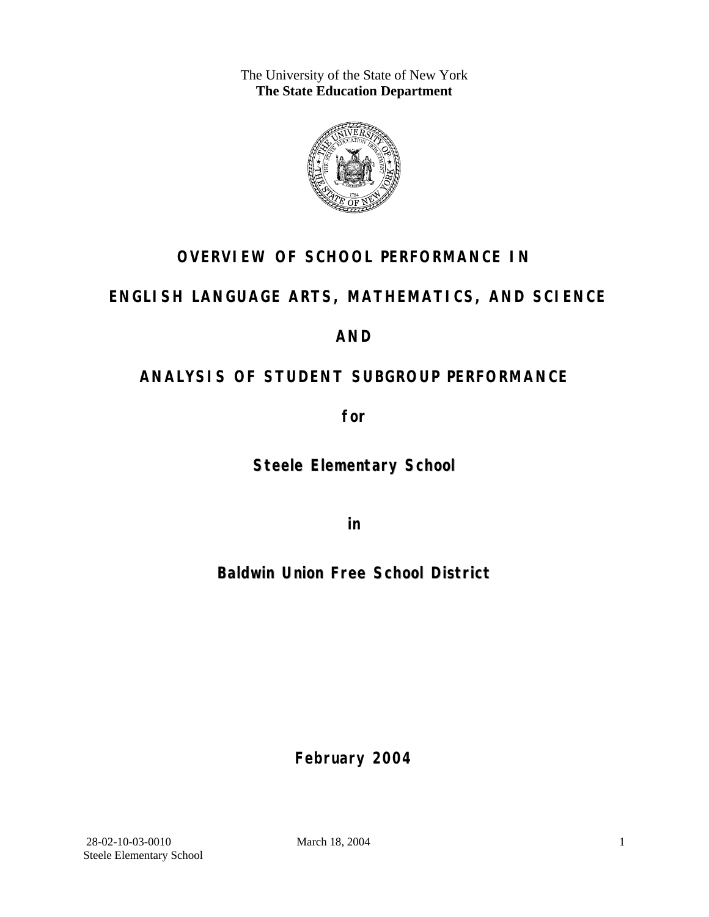The University of the State of New York
**The State Education Department**

# OVERVIEW OF SCHOOL PERFORMANCE IN

# ENGLISH LANGUAGE ARTS, MATHEMATICS, AND SCIENCE

# AND

# ANALYSIS OF STUDENT SUBGROUP PERFORMANCE

**for**

## Steele Elementary School

**in**

## Baldwin Union Free School District

**February 2004**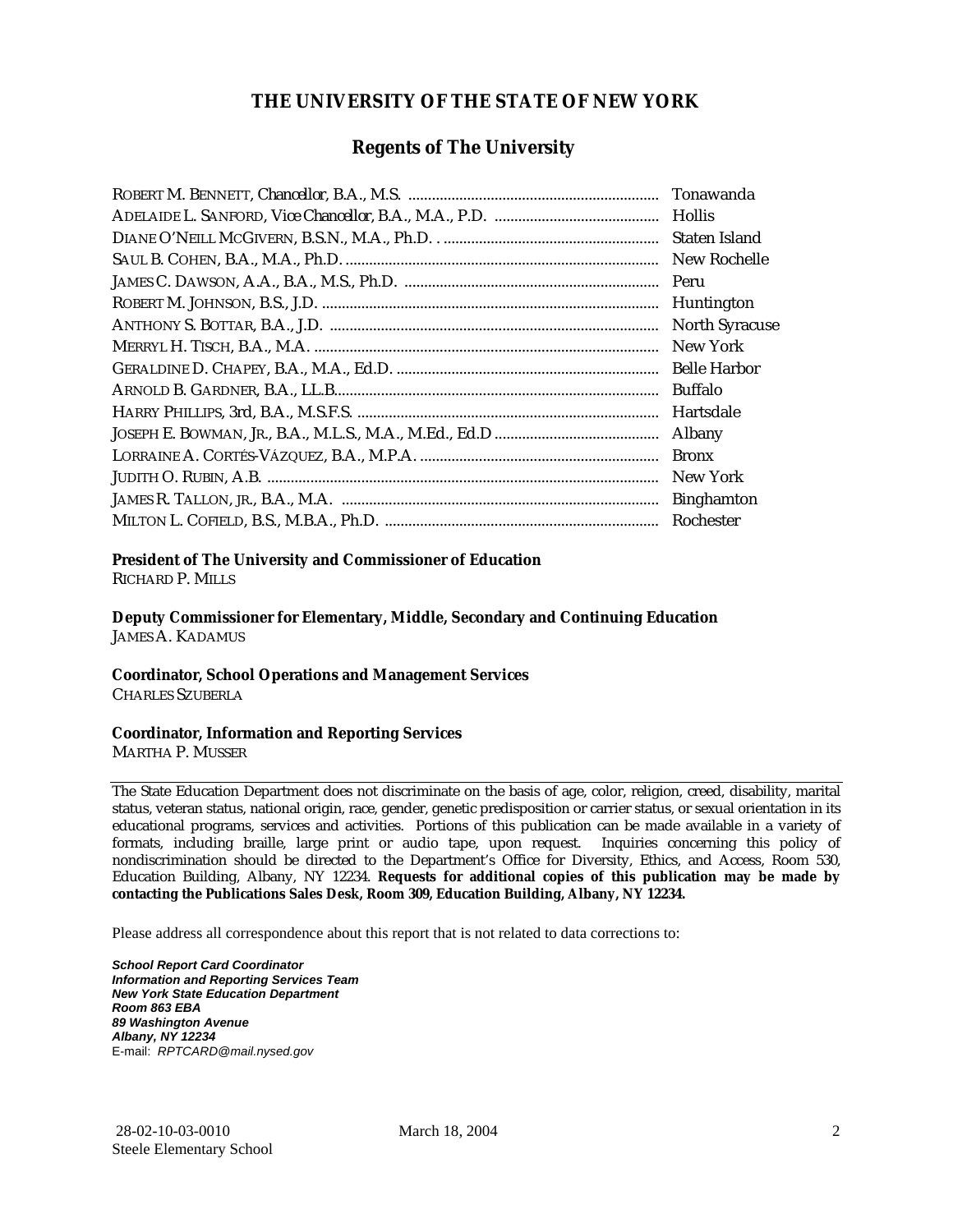# THE UNIVERSITY OF THE STATE OF NEW YORK

## Regents of The University

| | |
|---|---|
| ROBERT M. BENNETT, *Chancellor*, B.A., M.S. | Tonawanda |
| ADELAIDE L. SANFORD, *Vice Chancellor*, B.A., M.A., P.D. | Hollis |
| DIANE O'NEILL MCGIVERN, B.S.N., M.A., Ph.D. | Staten Island |
| SAUL B. COHEN, B.A., M.A., Ph.D. | New Rochelle |
| JAMES C. DAWSON, A.A., B.A., M.S., Ph.D. | Peru |
| ROBERT M. JOHNSON, B.S., J.D. | Huntington |
| ANTHONY S. BOTTAR, B.A., J.D. | North Syracuse |
| MERRYL H. TISCH, B.A., M.A. | New York |
| GERALDINE D. CHAPEY, B.A., M.A., Ed.D. | Belle Harbor |
| ARNOLD B. GARDNER, B.A., LL.B. | Buffalo |
| HARRY PHILLIPS, 3rd, B.A., M.S.F.S. | Hartsdale |
| JOSEPH E. BOWMAN, JR., B.A., M.L.S., M.A., M.Ed., Ed.D | Albany |
| LORRAINE A. CORTÉS-VÁZQUEZ, B.A., M.P.A. | Bronx |
| JUDITH O. RUBIN, A.B. | New York |
| JAMES R. TALLON, JR., B.A., M.A. | Binghamton |
| MILTON L. COFIELD, B.S., M.B.A., Ph.D. | Rochester |

**President of The University and Commissioner of Education**
RICHARD P. MILLS

**Deputy Commissioner for Elementary, Middle, Secondary and Continuing Education**
JAMES A. KADAMUS

**Coordinator, School Operations and Management Services**
CHARLES SZUBERLA

**Coordinator, Information and Reporting Services**
MARTHA P. MUSSER

---

The State Education Department does not discriminate on the basis of age, color, religion, creed, disability, marital status, veteran status, national origin, race, gender, genetic predisposition or carrier status, or sexual orientation in its educational programs, services and activities. Portions of this publication can be made available in a variety of formats, including braille, large print or audio tape, upon request. Inquiries concerning this policy of nondiscrimination should be directed to the Department's Office for Diversity, Ethics, and Access, Room 530, Education Building, Albany, NY 12234. **Requests for additional copies of this publication may be made by contacting the Publications Sales Desk, Room 309, Education Building, Albany, NY 12234.**

Please address all correspondence about this report that is not related to data corrections to:

***School Report Card Coordinator***
***Information and Reporting Services Team***
***New York State Education Department***
***Room 863 EBA***
***89 Washington Avenue***
***Albany, NY 12234***
E-mail: *RPTCARD@mail.nysed.gov*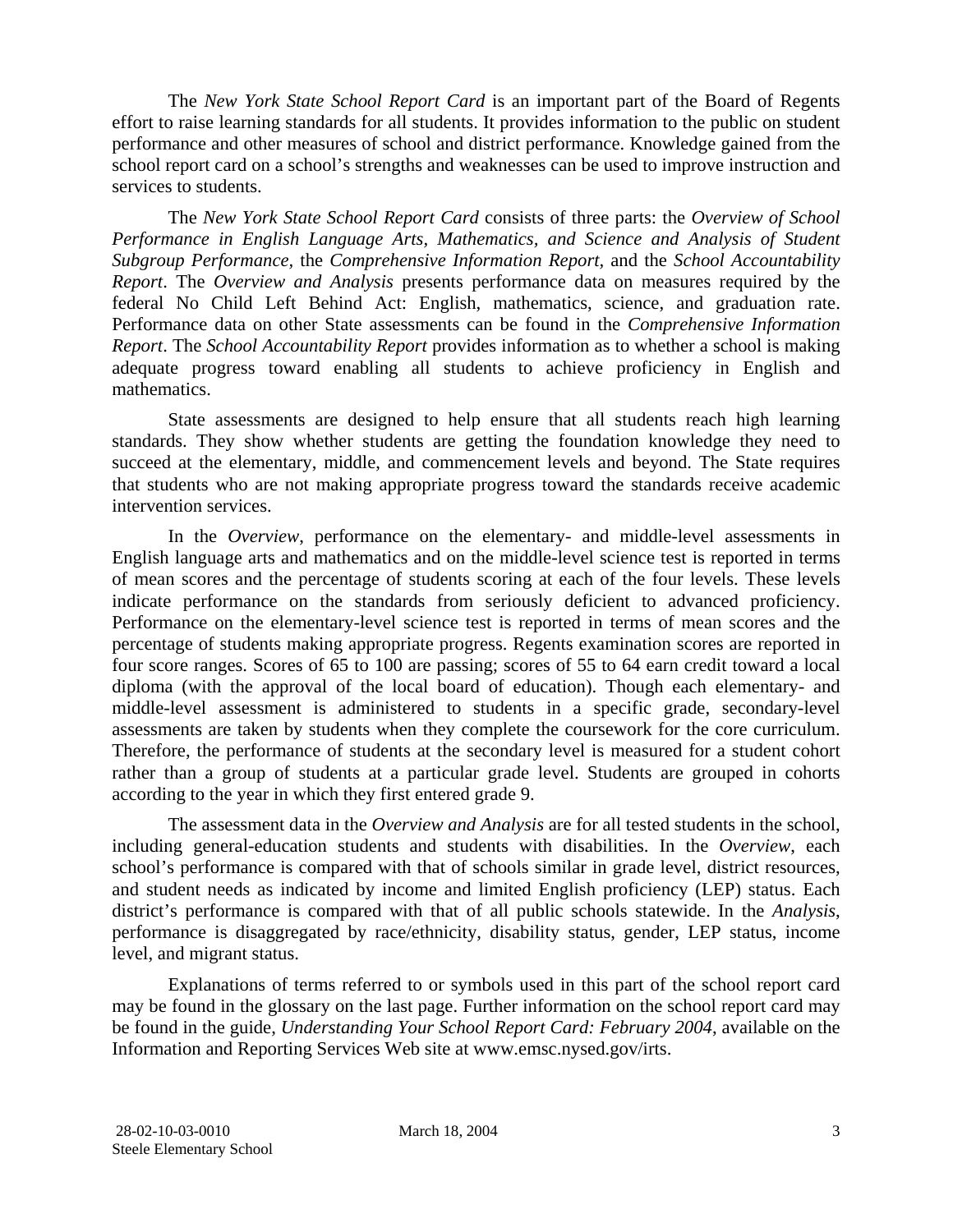The *New York State School Report Card* is an important part of the Board of Regents effort to raise learning standards for all students. It provides information to the public on student performance and other measures of school and district performance. Knowledge gained from the school report card on a school's strengths and weaknesses can be used to improve instruction and services to students.

The *New York State School Report Card* consists of three parts: the *Overview of School Performance in English Language Arts, Mathematics, and Science and Analysis of Student Subgroup Performance,* the *Comprehensive Information Report,* and the *School Accountability Report*. The *Overview and Analysis* presents performance data on measures required by the federal No Child Left Behind Act: English, mathematics, science, and graduation rate. Performance data on other State assessments can be found in the *Comprehensive Information Report*. The *School Accountability Report* provides information as to whether a school is making adequate progress toward enabling all students to achieve proficiency in English and mathematics.

State assessments are designed to help ensure that all students reach high learning standards. They show whether students are getting the foundation knowledge they need to succeed at the elementary, middle, and commencement levels and beyond. The State requires that students who are not making appropriate progress toward the standards receive academic intervention services.

In the *Overview*, performance on the elementary- and middle-level assessments in English language arts and mathematics and on the middle-level science test is reported in terms of mean scores and the percentage of students scoring at each of the four levels. These levels indicate performance on the standards from seriously deficient to advanced proficiency. Performance on the elementary-level science test is reported in terms of mean scores and the percentage of students making appropriate progress. Regents examination scores are reported in four score ranges. Scores of 65 to 100 are passing; scores of 55 to 64 earn credit toward a local diploma (with the approval of the local board of education). Though each elementary- and middle-level assessment is administered to students in a specific grade, secondary-level assessments are taken by students when they complete the coursework for the core curriculum. Therefore, the performance of students at the secondary level is measured for a student cohort rather than a group of students at a particular grade level. Students are grouped in cohorts according to the year in which they first entered grade 9.

The assessment data in the *Overview and Analysis* are for all tested students in the school, including general-education students and students with disabilities. In the *Overview*, each school's performance is compared with that of schools similar in grade level, district resources, and student needs as indicated by income and limited English proficiency (LEP) status. Each district's performance is compared with that of all public schools statewide. In the *Analysis*, performance is disaggregated by race/ethnicity, disability status, gender, LEP status, income level, and migrant status.

Explanations of terms referred to or symbols used in this part of the school report card may be found in the glossary on the last page. Further information on the school report card may be found in the guide, *Understanding Your School Report Card: February 2004*, available on the Information and Reporting Services Web site at www.emsc.nysed.gov/irts.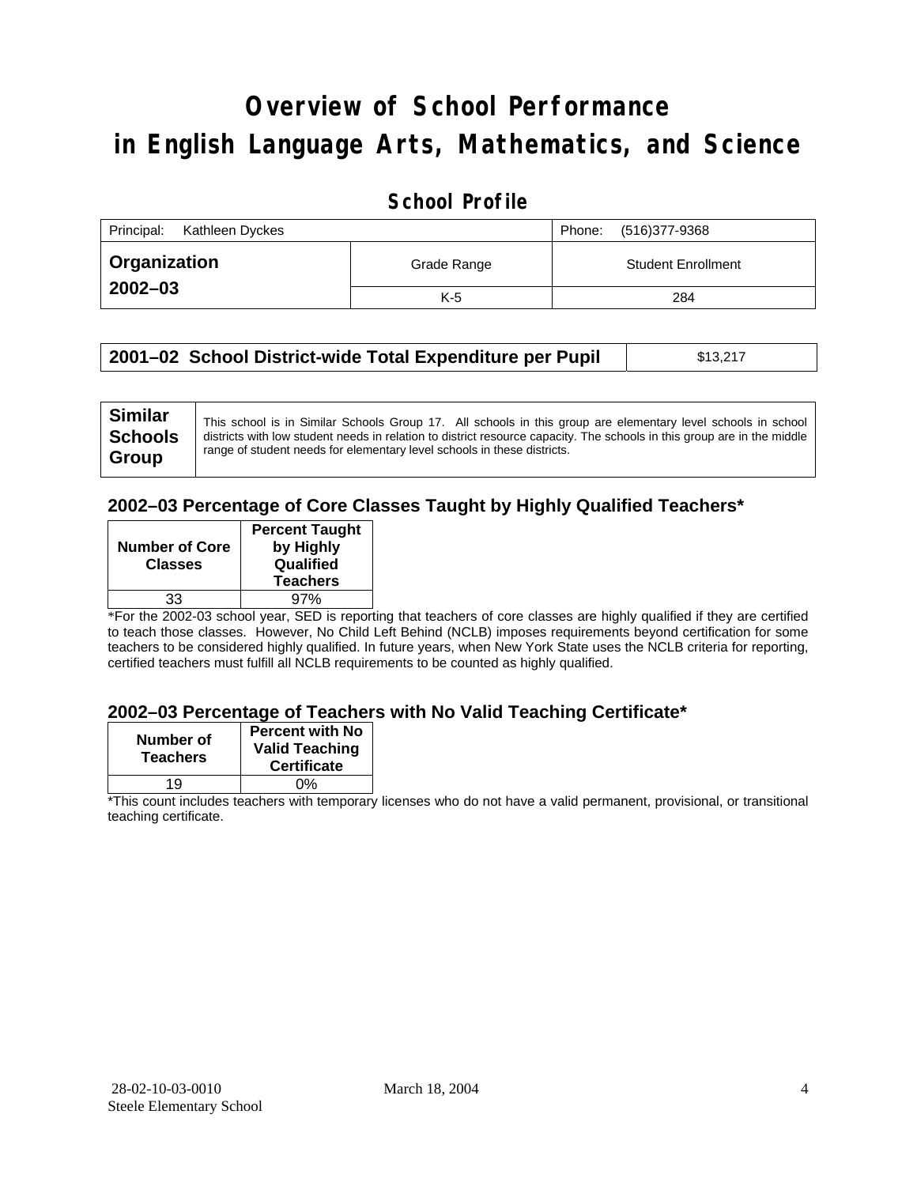# Overview of School Performance in English Language Arts, Mathematics, and Science

## School Profile

| Principal: Kathleen Dyckes | | Phone: (516)377-9368 |
|---|---|---|
| **Organization 2002–03** | Grade Range | Student Enrollment |
| | K-5 | 284 |

| **2001–02 School District-wide Total Expenditure per Pupil** | $13,217 |
|---|---|

| **Similar Schools Group** | This school is in Similar Schools Group 17. All schools in this group are elementary level schools in school districts with low student needs in relation to district resource capacity. The schools in this group are in the middle range of student needs for elementary level schools in these districts. |
|---|---|

### 2002–03 Percentage of Core Classes Taught by Highly Qualified Teachers*

| Number of Core Classes | Percent Taught by Highly Qualified Teachers |
|---|---|
| 33 | 97% |

*For the 2002-03 school year, SED is reporting that teachers of core classes are highly qualified if they are certified to teach those classes. However, No Child Left Behind (NCLB) imposes requirements beyond certification for some teachers to be considered highly qualified. In future years, when New York State uses the NCLB criteria for reporting, certified teachers must fulfill all NCLB requirements to be counted as highly qualified.

### 2002–03 Percentage of Teachers with No Valid Teaching Certificate*

| Number of Teachers | Percent with No Valid Teaching Certificate |
|---|---|
| 19 | 0% |

*This count includes teachers with temporary licenses who do not have a valid permanent, provisional, or transitional teaching certificate.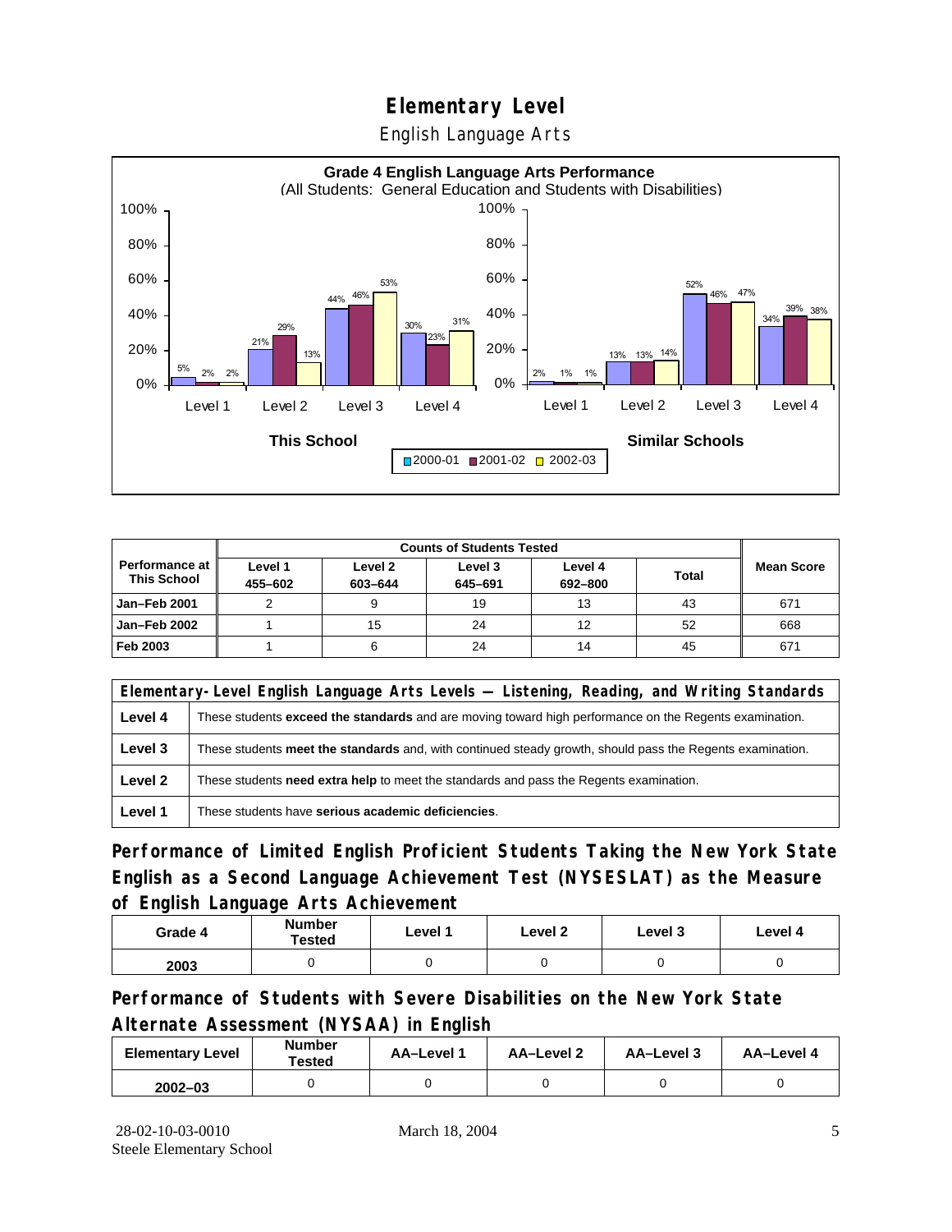# Elementary Level

## English Language Arts

**Grade 4 English Language Arts Performance**
(All Students: General Education and Students with Disabilities)

| | This School 2000-01 | This School 2001-02 | This School 2002-03 | Similar Schools 2000-01 | Similar Schools 2001-02 | Similar Schools 2002-03 |
|---|---|---|---|---|---|---|
| Level 1 | 5% | 2% | 2% | 2% | 1% | 1% |
| Level 2 | 21% | 29% | 13% | 13% | 13% | 14% |
| Level 3 | 44% | 46% | 53% | 52% | 46% | 47% |
| Level 4 | 30% | 23% | 31% | 34% | 39% | 38% |

| Performance at This School | Counts of Students Tested | | | | | Mean Score |
|---|---|---|---|---|---|---|
| | Level 1 455–602 | Level 2 603–644 | Level 3 645–691 | Level 4 692–800 | Total | |
| Jan–Feb 2001 | 2 | 9 | 19 | 13 | 43 | 671 |
| Jan–Feb 2002 | 1 | 15 | 24 | 12 | 52 | 668 |
| Feb 2003 | 1 | 6 | 24 | 14 | 45 | 671 |

| Elementary-Level English Language Arts Levels — Listening, Reading, and Writing Standards | |
|---|---|
| Level 4 | These students **exceed the standards** and are moving toward high performance on the Regents examination. |
| Level 3 | These students **meet the standards** and, with continued steady growth, should pass the Regents examination. |
| Level 2 | These students **need extra help** to meet the standards and pass the Regents examination. |
| Level 1 | These students have **serious academic deficiencies**. |

## Performance of Limited English Proficient Students Taking the New York State English as a Second Language Achievement Test (NYSESLAT) as the Measure of English Language Arts Achievement

| Grade 4 | Number Tested | Level 1 | Level 2 | Level 3 | Level 4 |
|---|---|---|---|---|---|
| 2003 | 0 | 0 | 0 | 0 | 0 |

## Performance of Students with Severe Disabilities on the New York State Alternate Assessment (NYSAA) in English

| Elementary Level | Number Tested | AA–Level 1 | AA–Level 2 | AA–Level 3 | AA–Level 4 |
|---|---|---|---|---|---|
| 2002–03 | 0 | 0 | 0 | 0 | 0 |

28-02-10-03-0010
Steele Elementary School

March 18, 2004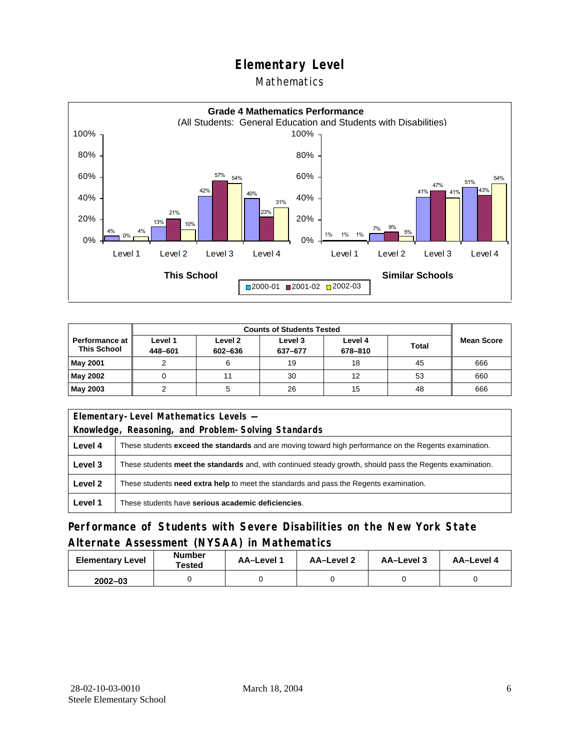# Elementary Level

## Mathematics

**Grade 4 Mathematics Performance**
(All Students: General Education and Students with Disabilities)

| | This School 2000-01 | This School 2001-02 | This School 2002-03 | Similar Schools 2000-01 | Similar Schools 2001-02 | Similar Schools 2002-03 |
|---|---|---|---|---|---|---|
| Level 1 | 4% | 0% | 4% | 1% | 1% | 1% |
| Level 2 | 13% | 21% | 10% | 7% | 9% | 5% |
| Level 3 | 42% | 57% | 54% | 41% | 47% | 41% |
| Level 4 | 40% | 23% | 31% | 51% | 43% | 54% |

| Performance at This School | Counts of Students Tested | | | | | Mean Score |
|---|---|---|---|---|---|---|
| | Level 1 448–601 | Level 2 602–636 | Level 3 637–677 | Level 4 678–810 | Total | |
| **May 2001** | 2 | 6 | 19 | 18 | 45 | 666 |
| **May 2002** | 0 | 11 | 30 | 12 | 53 | 660 |
| **May 2003** | 2 | 5 | 26 | 15 | 48 | 666 |

| Elementary-Level Mathematics Levels — Knowledge, Reasoning, and Problem-Solving Standards | |
|---|---|
| **Level 4** | These students **exceed the standards** and are moving toward high performance on the Regents examination. |
| **Level 3** | These students **meet the standards** and, with continued steady growth, should pass the Regents examination. |
| **Level 2** | These students **need extra help** to meet the standards and pass the Regents examination. |
| **Level 1** | These students have **serious academic deficiencies**. |

## Performance of Students with Severe Disabilities on the New York State Alternate Assessment (NYSAA) in Mathematics

| Elementary Level | Number Tested | AA–Level 1 | AA–Level 2 | AA–Level 3 | AA–Level 4 |
|---|---|---|---|---|---|
| 2002–03 | 0 | 0 | 0 | 0 | 0 |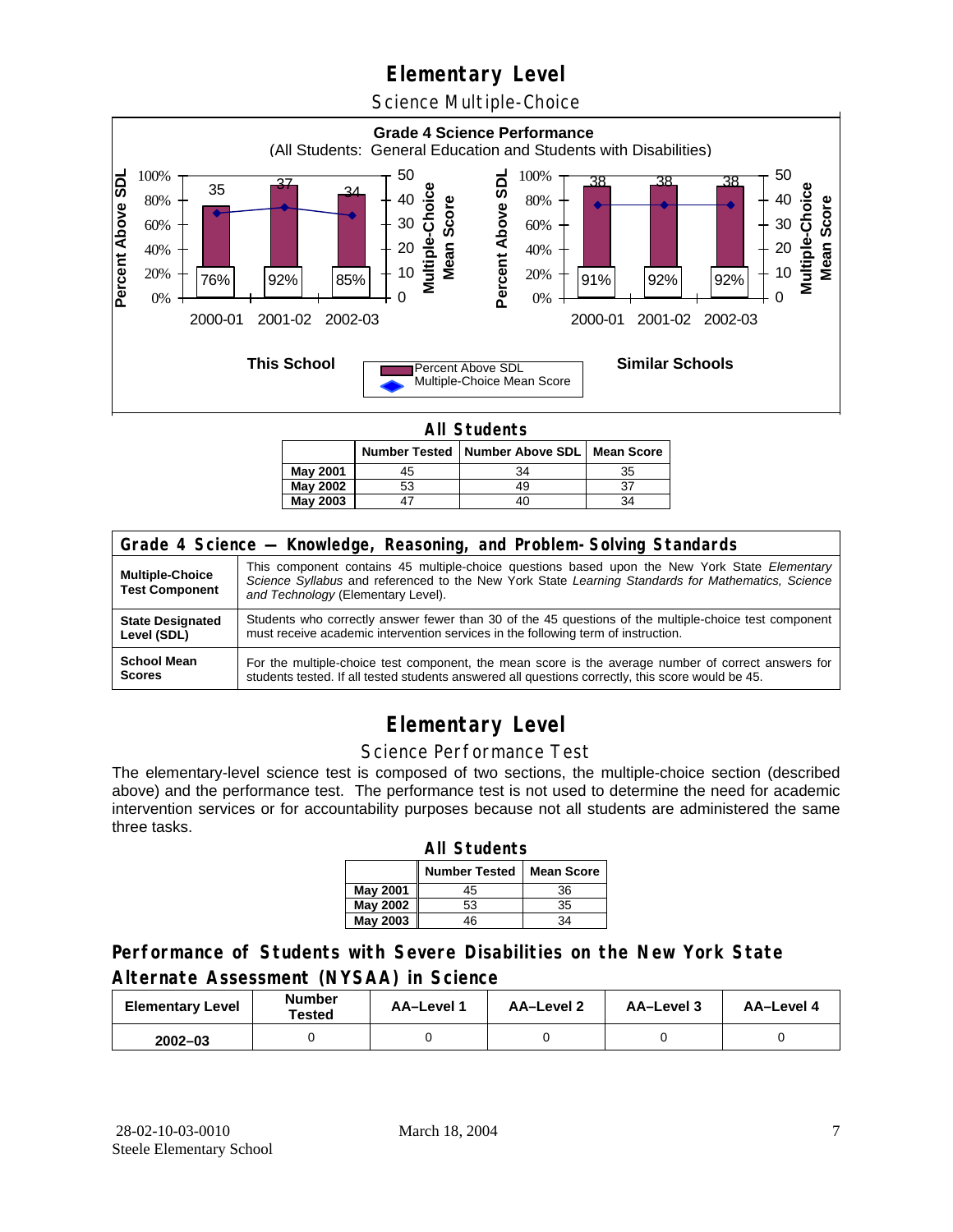# Elementary Level

## Science Multiple-Choice

**Grade 4 Science Performance**
(All Students: General Education and Students with Disabilities)

| This School | 2000-01 | 2001-02 | 2002-03 |
|---|---|---|---|
| Percent Above SDL | 76% | 92% | 85% |
| Multiple-Choice Mean Score | 35 | 37 | 34 |

| Similar Schools | 2000-01 | 2001-02 | 2002-03 |
|---|---|---|---|
| Percent Above SDL | 91% | 92% | 92% |
| Multiple-Choice Mean Score | 38 | 38 | 38 |

**All Students**

| | Number Tested | Number Above SDL | Mean Score |
|---|---|---|---|
| May 2001 | 45 | 34 | 35 |
| May 2002 | 53 | 49 | 37 |
| May 2003 | 47 | 40 | 34 |

| Grade 4 Science — Knowledge, Reasoning, and Problem-Solving Standards | |
|---|---|
| **Multiple-Choice Test Component** | This component contains 45 multiple-choice questions based upon the New York State *Elementary Science Syllabus* and referenced to the New York State *Learning Standards for Mathematics, Science and Technology* (Elementary Level). |
| **State Designated Level (SDL)** | Students who correctly answer fewer than 30 of the 45 questions of the multiple-choice test component must receive academic intervention services in the following term of instruction. |
| **School Mean Scores** | For the multiple-choice test component, the mean score is the average number of correct answers for students tested. If all tested students answered all questions correctly, this score would be 45. |

# Elementary Level

## Science Performance Test

The elementary-level science test is composed of two sections, the multiple-choice section (described above) and the performance test. The performance test is not used to determine the need for academic intervention services or for accountability purposes because not all students are administered the same three tasks.

**All Students**

| | Number Tested | Mean Score |
|---|---|---|
| May 2001 | 45 | 36 |
| May 2002 | 53 | 35 |
| May 2003 | 46 | 34 |

### Performance of Students with Severe Disabilities on the New York State Alternate Assessment (NYSAA) in Science

| Elementary Level | Number Tested | AA–Level 1 | AA–Level 2 | AA–Level 3 | AA–Level 4 |
|---|---|---|---|---|---|
| 2002–03 | 0 | 0 | 0 | 0 | 0 |

28-02-10-03-0010
Steele Elementary School

March 18, 2004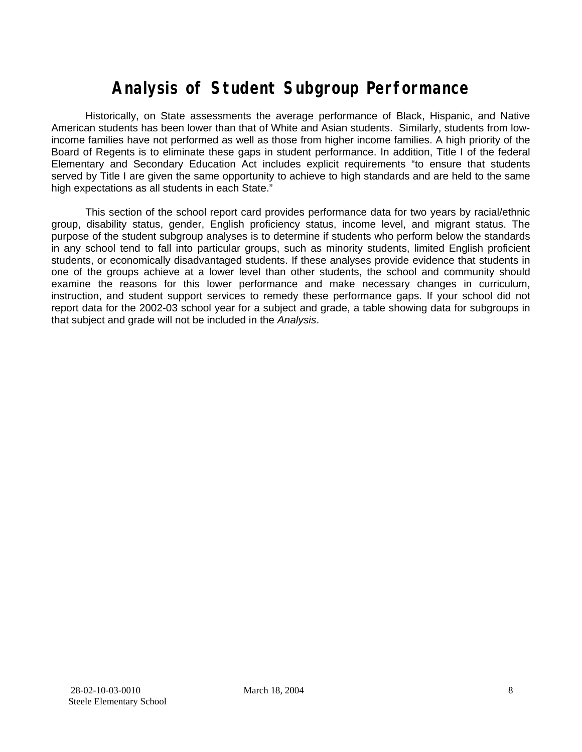# Analysis of Student Subgroup Performance

Historically, on State assessments the average performance of Black, Hispanic, and Native American students has been lower than that of White and Asian students. Similarly, students from low-income families have not performed as well as those from higher income families. A high priority of the Board of Regents is to eliminate these gaps in student performance. In addition, Title I of the federal Elementary and Secondary Education Act includes explicit requirements "to ensure that students served by Title I are given the same opportunity to achieve to high standards and are held to the same high expectations as all students in each State."

This section of the school report card provides performance data for two years by racial/ethnic group, disability status, gender, English proficiency status, income level, and migrant status. The purpose of the student subgroup analyses is to determine if students who perform below the standards in any school tend to fall into particular groups, such as minority students, limited English proficient students, or economically disadvantaged students. If these analyses provide evidence that students in one of the groups achieve at a lower level than other students, the school and community should examine the reasons for this lower performance and make necessary changes in curriculum, instruction, and student support services to remedy these performance gaps. If your school did not report data for the 2002-03 school year for a subject and grade, a table showing data for subgroups in that subject and grade will not be included in the *Analysis*.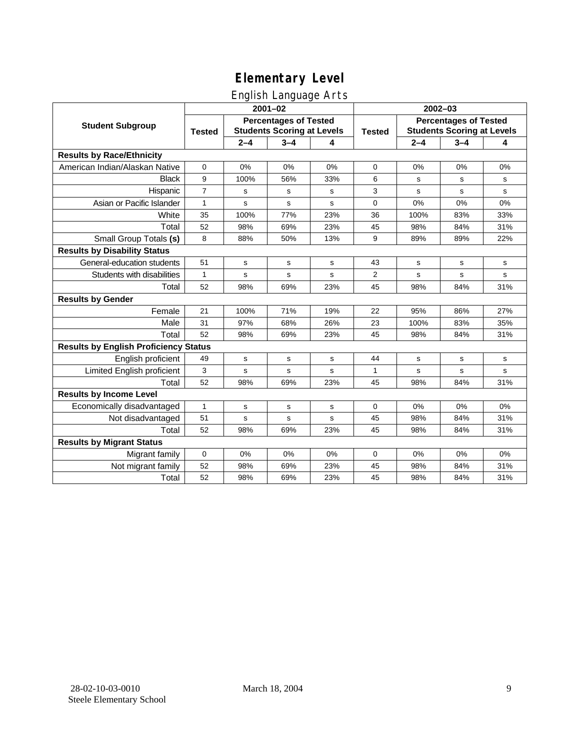# Elementary Level

## English Language Arts

| Student Subgroup | 2001–02 | | | | 2002–03 | | | |
|---|---|---|---|---|---|---|---|---|
| | Tested | Percentages of Tested Students Scoring at Levels | | | Tested | Percentages of Tested Students Scoring at Levels | | |
| | | 2–4 | 3–4 | 4 | | 2–4 | 3–4 | 4 |
| **Results by Race/Ethnicity** | | | | | | | | |
| American Indian/Alaskan Native | 0 | 0% | 0% | 0% | 0 | 0% | 0% | 0% |
| Black | 9 | 100% | 56% | 33% | 6 | s | s | s |
| Hispanic | 7 | s | s | s | 3 | s | s | s |
| Asian or Pacific Islander | 1 | s | s | s | 0 | 0% | 0% | 0% |
| White | 35 | 100% | 77% | 23% | 36 | 100% | 83% | 33% |
| Total | 52 | 98% | 69% | 23% | 45 | 98% | 84% | 31% |
| Small Group Totals **(s)** | 8 | 88% | 50% | 13% | 9 | 89% | 89% | 22% |
| **Results by Disability Status** | | | | | | | | |
| General-education students | 51 | s | s | s | 43 | s | s | s |
| Students with disabilities | 1 | s | s | s | 2 | s | s | s |
| Total | 52 | 98% | 69% | 23% | 45 | 98% | 84% | 31% |
| **Results by Gender** | | | | | | | | |
| Female | 21 | 100% | 71% | 19% | 22 | 95% | 86% | 27% |
| Male | 31 | 97% | 68% | 26% | 23 | 100% | 83% | 35% |
| Total | 52 | 98% | 69% | 23% | 45 | 98% | 84% | 31% |
| **Results by English Proficiency Status** | | | | | | | | |
| English proficient | 49 | s | s | s | 44 | s | s | s |
| Limited English proficient | 3 | s | s | s | 1 | s | s | s |
| Total | 52 | 98% | 69% | 23% | 45 | 98% | 84% | 31% |
| **Results by Income Level** | | | | | | | | |
| Economically disadvantaged | 1 | s | s | s | 0 | 0% | 0% | 0% |
| Not disadvantaged | 51 | s | s | s | 45 | 98% | 84% | 31% |
| Total | 52 | 98% | 69% | 23% | 45 | 98% | 84% | 31% |
| **Results by Migrant Status** | | | | | | | | |
| Migrant family | 0 | 0% | 0% | 0% | 0 | 0% | 0% | 0% |
| Not migrant family | 52 | 98% | 69% | 23% | 45 | 98% | 84% | 31% |
| Total | 52 | 98% | 69% | 23% | 45 | 98% | 84% | 31% |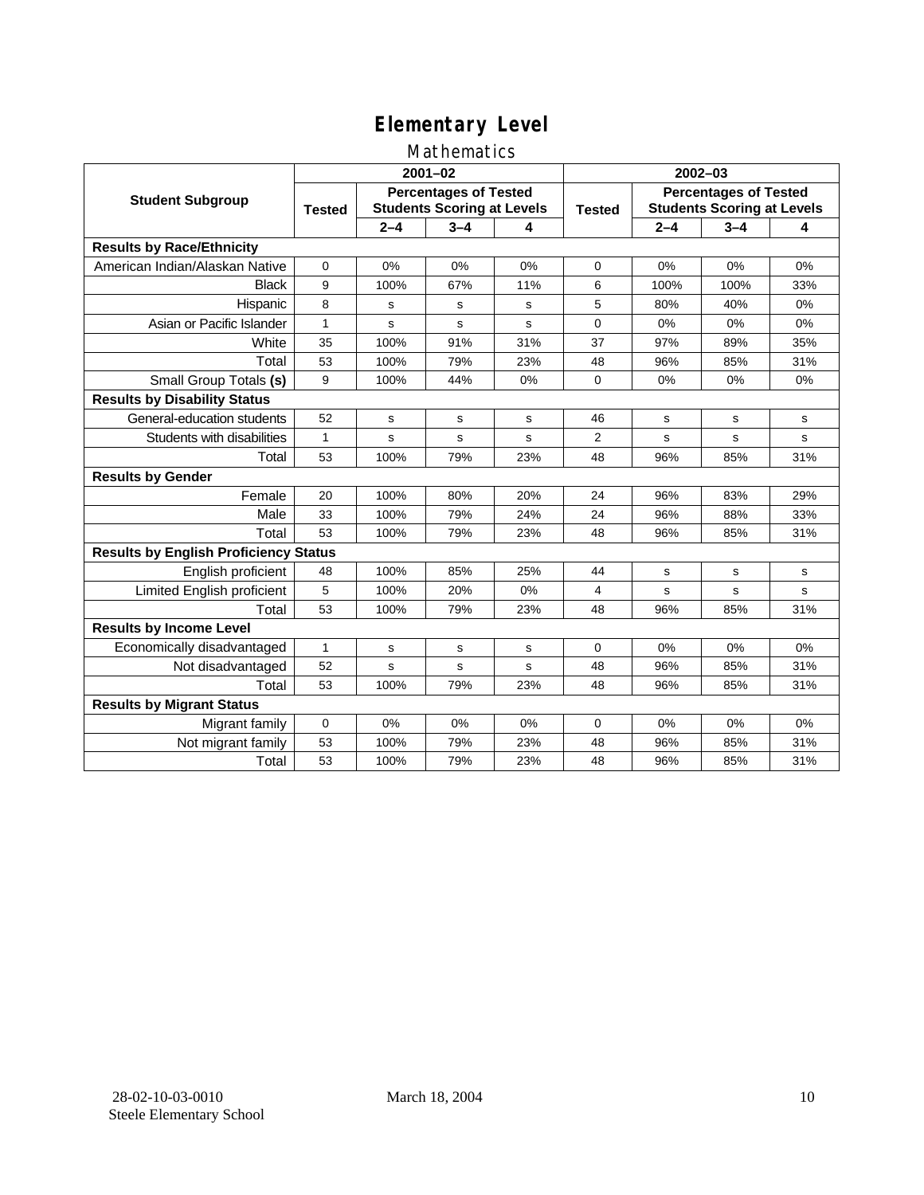# Elementary Level

## Mathematics

| Student Subgroup | 2001–02 | | | | 2002–03 | | | |
|---|---|---|---|---|---|---|---|---|
| | Tested | Percentages of Tested Students Scoring at Levels | | | Tested | Percentages of Tested Students Scoring at Levels | | |
| | | 2–4 | 3–4 | 4 | | 2–4 | 3–4 | 4 |
| **Results by Race/Ethnicity** | | | | | | | | |
| American Indian/Alaskan Native | 0 | 0% | 0% | 0% | 0 | 0% | 0% | 0% |
| Black | 9 | 100% | 67% | 11% | 6 | 100% | 100% | 33% |
| Hispanic | 8 | s | s | s | 5 | 80% | 40% | 0% |
| Asian or Pacific Islander | 1 | s | s | s | 0 | 0% | 0% | 0% |
| White | 35 | 100% | 91% | 31% | 37 | 97% | 89% | 35% |
| Total | 53 | 100% | 79% | 23% | 48 | 96% | 85% | 31% |
| Small Group Totals **(s)** | 9 | 100% | 44% | 0% | 0 | 0% | 0% | 0% |
| **Results by Disability Status** | | | | | | | | |
| General-education students | 52 | s | s | s | 46 | s | s | s |
| Students with disabilities | 1 | s | s | s | 2 | s | s | s |
| Total | 53 | 100% | 79% | 23% | 48 | 96% | 85% | 31% |
| **Results by Gender** | | | | | | | | |
| Female | 20 | 100% | 80% | 20% | 24 | 96% | 83% | 29% |
| Male | 33 | 100% | 79% | 24% | 24 | 96% | 88% | 33% |
| Total | 53 | 100% | 79% | 23% | 48 | 96% | 85% | 31% |
| **Results by English Proficiency Status** | | | | | | | | |
| English proficient | 48 | 100% | 85% | 25% | 44 | s | s | s |
| Limited English proficient | 5 | 100% | 20% | 0% | 4 | s | s | s |
| Total | 53 | 100% | 79% | 23% | 48 | 96% | 85% | 31% |
| **Results by Income Level** | | | | | | | | |
| Economically disadvantaged | 1 | s | s | s | 0 | 0% | 0% | 0% |
| Not disadvantaged | 52 | s | s | s | 48 | 96% | 85% | 31% |
| Total | 53 | 100% | 79% | 23% | 48 | 96% | 85% | 31% |
| **Results by Migrant Status** | | | | | | | | |
| Migrant family | 0 | 0% | 0% | 0% | 0 | 0% | 0% | 0% |
| Not migrant family | 53 | 100% | 79% | 23% | 48 | 96% | 85% | 31% |
| Total | 53 | 100% | 79% | 23% | 48 | 96% | 85% | 31% |

28-02-10-03-0010
Steele Elementary School

March 18, 2004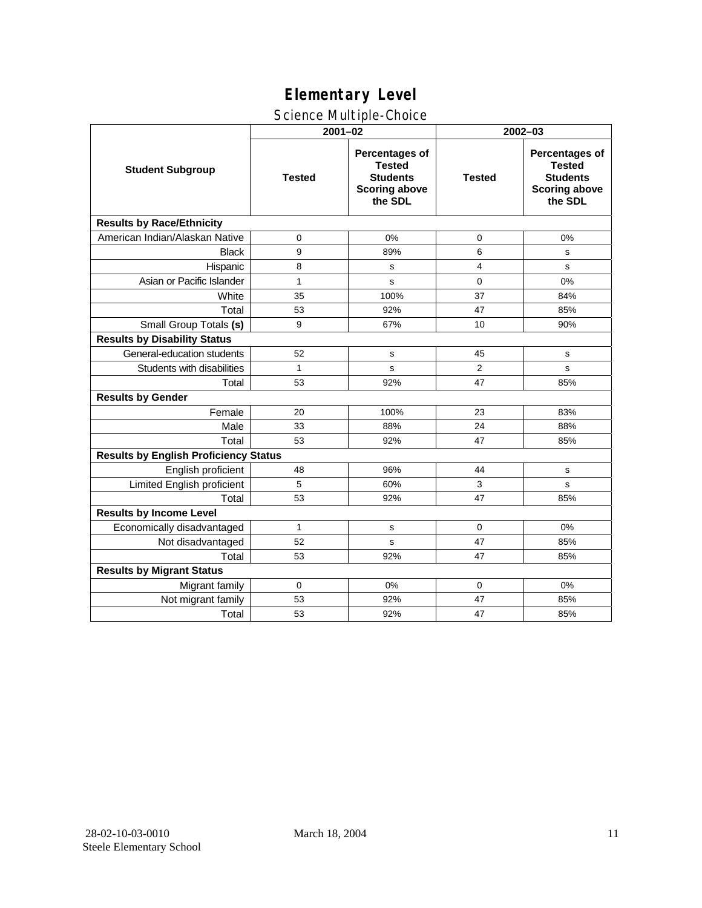# Elementary Level

## Science Multiple-Choice

| Student Subgroup | 2001–02 | | 2002–03 | |
|---|---|---|---|---|
| | Tested | Percentages of Tested Students Scoring above the SDL | Tested | Percentages of Tested Students Scoring above the SDL |
| **Results by Race/Ethnicity** | | | | |
| American Indian/Alaskan Native | 0 | 0% | 0 | 0% |
| Black | 9 | 89% | 6 | s |
| Hispanic | 8 | s | 4 | s |
| Asian or Pacific Islander | 1 | s | 0 | 0% |
| White | 35 | 100% | 37 | 84% |
| Total | 53 | 92% | 47 | 85% |
| Small Group Totals **(s)** | 9 | 67% | 10 | 90% |
| **Results by Disability Status** | | | | |
| General-education students | 52 | s | 45 | s |
| Students with disabilities | 1 | s | 2 | s |
| Total | 53 | 92% | 47 | 85% |
| **Results by Gender** | | | | |
| Female | 20 | 100% | 23 | 83% |
| Male | 33 | 88% | 24 | 88% |
| Total | 53 | 92% | 47 | 85% |
| **Results by English Proficiency Status** | | | | |
| English proficient | 48 | 96% | 44 | s |
| Limited English proficient | 5 | 60% | 3 | s |
| Total | 53 | 92% | 47 | 85% |
| **Results by Income Level** | | | | |
| Economically disadvantaged | 1 | s | 0 | 0% |
| Not disadvantaged | 52 | s | 47 | 85% |
| Total | 53 | 92% | 47 | 85% |
| **Results by Migrant Status** | | | | |
| Migrant family | 0 | 0% | 0 | 0% |
| Not migrant family | 53 | 92% | 47 | 85% |
| Total | 53 | 92% | 47 | 85% |

28-02-10-03-0010
Steele Elementary School

March 18, 2004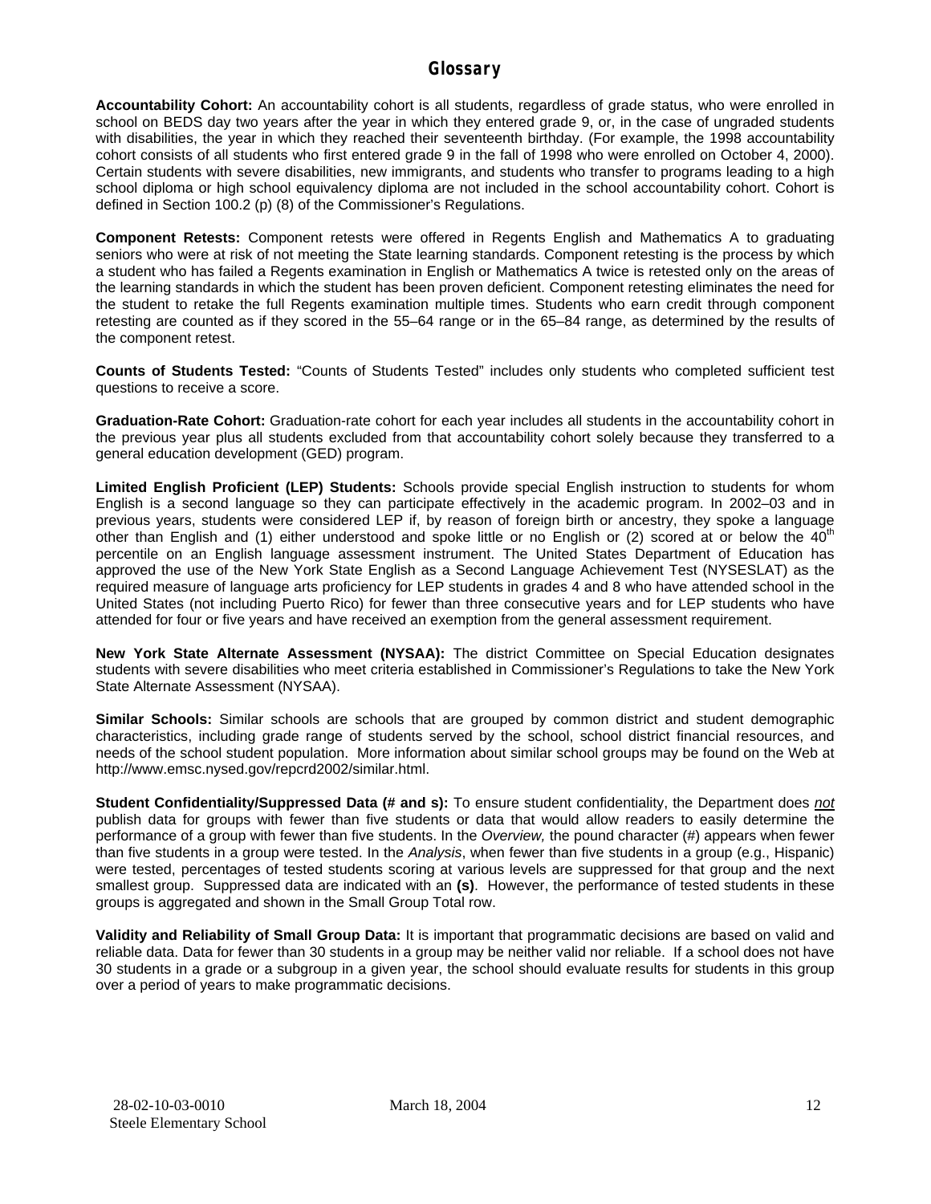# Glossary

**Accountability Cohort:** An accountability cohort is all students, regardless of grade status, who were enrolled in school on BEDS day two years after the year in which they entered grade 9, or, in the case of ungraded students with disabilities, the year in which they reached their seventeenth birthday. (For example, the 1998 accountability cohort consists of all students who first entered grade 9 in the fall of 1998 who were enrolled on October 4, 2000). Certain students with severe disabilities, new immigrants, and students who transfer to programs leading to a high school diploma or high school equivalency diploma are not included in the school accountability cohort. Cohort is defined in Section 100.2 (p) (8) of the Commissioner's Regulations.

**Component Retests:** Component retests were offered in Regents English and Mathematics A to graduating seniors who were at risk of not meeting the State learning standards. Component retesting is the process by which a student who has failed a Regents examination in English or Mathematics A twice is retested only on the areas of the learning standards in which the student has been proven deficient. Component retesting eliminates the need for the student to retake the full Regents examination multiple times. Students who earn credit through component retesting are counted as if they scored in the 55–64 range or in the 65–84 range, as determined by the results of the component retest.

**Counts of Students Tested:** "Counts of Students Tested" includes only students who completed sufficient test questions to receive a score.

**Graduation-Rate Cohort:** Graduation-rate cohort for each year includes all students in the accountability cohort in the previous year plus all students excluded from that accountability cohort solely because they transferred to a general education development (GED) program.

**Limited English Proficient (LEP) Students:** Schools provide special English instruction to students for whom English is a second language so they can participate effectively in the academic program. In 2002–03 and in previous years, students were considered LEP if, by reason of foreign birth or ancestry, they spoke a language other than English and (1) either understood and spoke little or no English or (2) scored at or below the 40th percentile on an English language assessment instrument. The United States Department of Education has approved the use of the New York State English as a Second Language Achievement Test (NYSESLAT) as the required measure of language arts proficiency for LEP students in grades 4 and 8 who have attended school in the United States (not including Puerto Rico) for fewer than three consecutive years and for LEP students who have attended for four or five years and have received an exemption from the general assessment requirement.

**New York State Alternate Assessment (NYSAA):** The district Committee on Special Education designates students with severe disabilities who meet criteria established in Commissioner's Regulations to take the New York State Alternate Assessment (NYSAA).

**Similar Schools:** Similar schools are schools that are grouped by common district and student demographic characteristics, including grade range of students served by the school, school district financial resources, and needs of the school student population. More information about similar school groups may be found on the Web at http://www.emsc.nysed.gov/repcrd2002/similar.html.

**Student Confidentiality/Suppressed Data (# and s):** To ensure student confidentiality, the Department does *not* publish data for groups with fewer than five students or data that would allow readers to easily determine the performance of a group with fewer than five students. In the *Overview,* the pound character (#) appears when fewer than five students in a group were tested. In the *Analysis*, when fewer than five students in a group (e.g., Hispanic) were tested, percentages of tested students scoring at various levels are suppressed for that group and the next smallest group. Suppressed data are indicated with an **(s)**. However, the performance of tested students in these groups is aggregated and shown in the Small Group Total row.

**Validity and Reliability of Small Group Data:** It is important that programmatic decisions are based on valid and reliable data. Data for fewer than 30 students in a group may be neither valid nor reliable. If a school does not have 30 students in a grade or a subgroup in a given year, the school should evaluate results for students in this group over a period of years to make programmatic decisions.